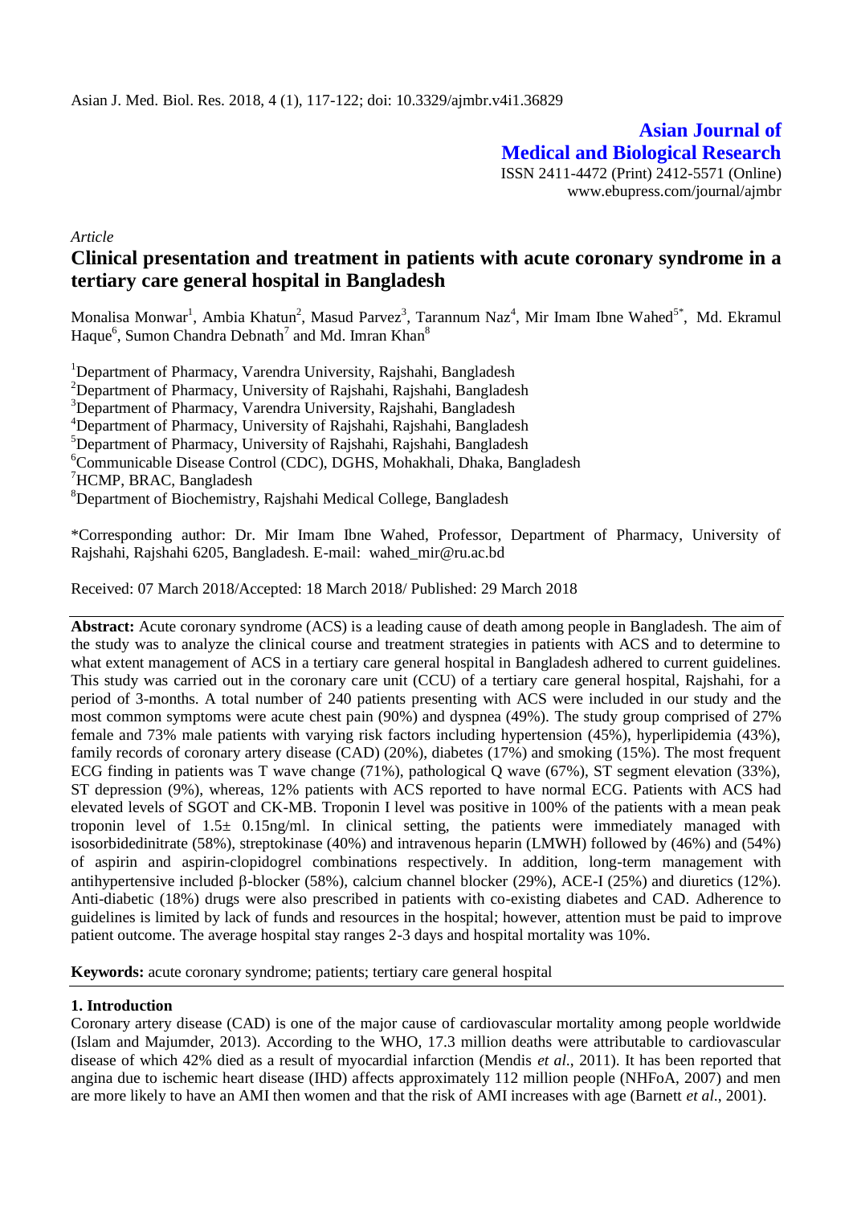**Asian Journal of Medical and Biological Research**

ISSN 2411-4472 (Print) 2412-5571 (Online)
www.ebupress.com/journal/ajmbr

*Article*

# Clinical presentation and treatment in patients with acute coronary syndrome in a tertiary care general hospital in Bangladesh

Monalisa Monwar[1], Ambia Khatun[2], Masud Parvez[3], Tarannum Naz[4], Mir Imam Ibne Wahed[5*], Md. Ekramul Haque[6], Sumon Chandra Debnath[7] and Md. Imran Khan[8]

[1]Department of Pharmacy, Varendra University, Rajshahi, Bangladesh
[2]Department of Pharmacy, University of Rajshahi, Rajshahi, Bangladesh
[3]Department of Pharmacy, Varendra University, Rajshahi, Bangladesh
[4]Department of Pharmacy, University of Rajshahi, Rajshahi, Bangladesh
[5]Department of Pharmacy, University of Rajshahi, Rajshahi, Bangladesh
[6]Communicable Disease Control (CDC), DGHS, Mohakhali, Dhaka, Bangladesh
[7]HCMP, BRAC, Bangladesh
[8]Department of Biochemistry, Rajshahi Medical College, Bangladesh

*Corresponding author: Dr. Mir Imam Ibne Wahed, Professor, Department of Pharmacy, University of Rajshahi, Rajshahi 6205, Bangladesh. E-mail: wahed_mir@ru.ac.bd

Received: 07 March 2018/Accepted: 18 March 2018/ Published: 29 March 2018

**Abstract:** Acute coronary syndrome (ACS) is a leading cause of death among people in Bangladesh. The aim of the study was to analyze the clinical course and treatment strategies in patients with ACS and to determine to what extent management of ACS in a tertiary care general hospital in Bangladesh adhered to current guidelines. This study was carried out in the coronary care unit (CCU) of a tertiary care general hospital, Rajshahi, for a period of 3-months. A total number of 240 patients presenting with ACS were included in our study and the most common symptoms were acute chest pain (90%) and dyspnea (49%). The study group comprised of 27% female and 73% male patients with varying risk factors including hypertension (45%), hyperlipidemia (43%), family records of coronary artery disease (CAD) (20%), diabetes (17%) and smoking (15%). The most frequent ECG finding in patients was T wave change (71%), pathological Q wave (67%), ST segment elevation (33%), ST depression (9%), whereas, 12% patients with ACS reported to have normal ECG. Patients with ACS had elevated levels of SGOT and CK-MB. Troponin I level was positive in 100% of the patients with a mean peak troponin level of 1.5± 0.15ng/ml. In clinical setting, the patients were immediately managed with isosorbidedinitrate (58%), streptokinase (40%) and intravenous heparin (LMWH) followed by (46%) and (54%) of aspirin and aspirin-clopidogrel combinations respectively. In addition, long-term management with antihypertensive included β-blocker (58%), calcium channel blocker (29%), ACE-I (25%) and diuretics (12%). Anti-diabetic (18%) drugs were also prescribed in patients with co-existing diabetes and CAD. Adherence to guidelines is limited by lack of funds and resources in the hospital; however, attention must be paid to improve patient outcome. The average hospital stay ranges 2-3 days and hospital mortality was 10%.

**Keywords:** acute coronary syndrome; patients; tertiary care general hospital

## 1. Introduction

Coronary artery disease (CAD) is one of the major cause of cardiovascular mortality among people worldwide (Islam and Majumder, 2013). According to the WHO, 17.3 million deaths were attributable to cardiovascular disease of which 42% died as a result of myocardial infarction (Mendis *et al*., 2011). It has been reported that angina due to ischemic heart disease (IHD) affects approximately 112 million people (NHFoA, 2007) and men are more likely to have an AMI then women and that the risk of AMI increases with age (Barnett *et al*., 2001).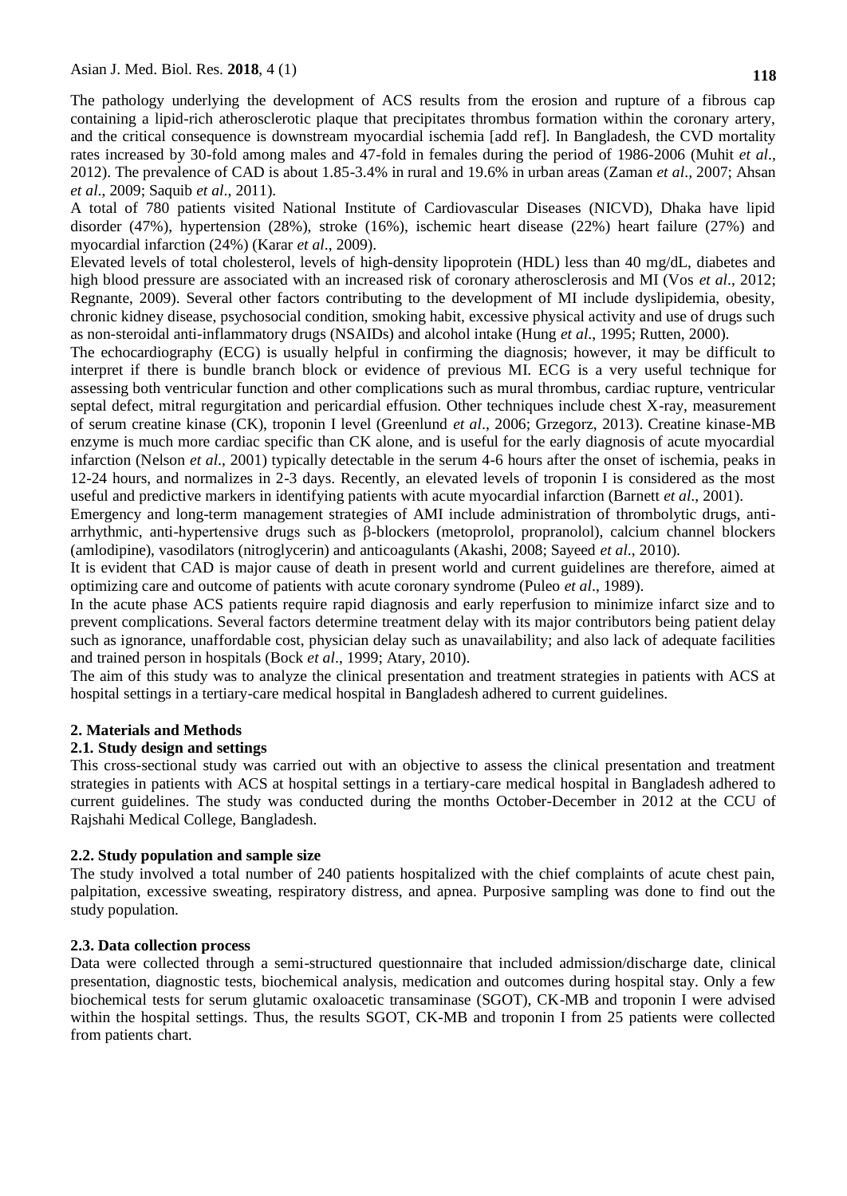The pathology underlying the development of ACS results from the erosion and rupture of a fibrous cap containing a lipid-rich atherosclerotic plaque that precipitates thrombus formation within the coronary artery, and the critical consequence is downstream myocardial ischemia [add ref]. In Bangladesh, the CVD mortality rates increased by 30-fold among males and 47-fold in females during the period of 1986-2006 (Muhit *et al*., 2012). The prevalence of CAD is about 1.85-3.4% in rural and 19.6% in urban areas (Zaman *et al*., 2007; Ahsan *et al*., 2009; Saquib *et al*., 2011).

A total of 780 patients visited National Institute of Cardiovascular Diseases (NICVD), Dhaka have lipid disorder (47%), hypertension (28%), stroke (16%), ischemic heart disease (22%) heart failure (27%) and myocardial infarction (24%) (Karar *et al*., 2009).

Elevated levels of total cholesterol, levels of high-density lipoprotein (HDL) less than 40 mg/dL, diabetes and high blood pressure are associated with an increased risk of coronary atherosclerosis and MI (Vos *et al*., 2012; Regnante, 2009). Several other factors contributing to the development of MI include dyslipidemia, obesity, chronic kidney disease, psychosocial condition, smoking habit, excessive physical activity and use of drugs such as non-steroidal anti-inflammatory drugs (NSAIDs) and alcohol intake (Hung *et al*., 1995; Rutten, 2000).

The echocardiography (ECG) is usually helpful in confirming the diagnosis; however, it may be difficult to interpret if there is bundle branch block or evidence of previous MI. ECG is a very useful technique for assessing both ventricular function and other complications such as mural thrombus, cardiac rupture, ventricular septal defect, mitral regurgitation and pericardial effusion. Other techniques include chest X-ray, measurement of serum creatine kinase (CK), troponin I level (Greenlund *et al*., 2006; Grzegorz, 2013). Creatine kinase-MB enzyme is much more cardiac specific than CK alone, and is useful for the early diagnosis of acute myocardial infarction (Nelson *et al*., 2001) typically detectable in the serum 4-6 hours after the onset of ischemia, peaks in 12-24 hours, and normalizes in 2-3 days. Recently, an elevated levels of troponin I is considered as the most useful and predictive markers in identifying patients with acute myocardial infarction (Barnett *et al*., 2001).

Emergency and long-term management strategies of AMI include administration of thrombolytic drugs, anti-arrhythmic, anti-hypertensive drugs such as β-blockers (metoprolol, propranolol), calcium channel blockers (amlodipine), vasodilators (nitroglycerin) and anticoagulants (Akashi, 2008; Sayeed *et al*., 2010).

It is evident that CAD is major cause of death in present world and current guidelines are therefore, aimed at optimizing care and outcome of patients with acute coronary syndrome (Puleo *et al*., 1989).

In the acute phase ACS patients require rapid diagnosis and early reperfusion to minimize infarct size and to prevent complications. Several factors determine treatment delay with its major contributors being patient delay such as ignorance, unaffordable cost, physician delay such as unavailability; and also lack of adequate facilities and trained person in hospitals (Bock *et al*., 1999; Atary, 2010).

The aim of this study was to analyze the clinical presentation and treatment strategies in patients with ACS at hospital settings in a tertiary-care medical hospital in Bangladesh adhered to current guidelines.

## 2. Materials and Methods

### 2.1. Study design and settings

This cross-sectional study was carried out with an objective to assess the clinical presentation and treatment strategies in patients with ACS at hospital settings in a tertiary-care medical hospital in Bangladesh adhered to current guidelines. The study was conducted during the months October-December in 2012 at the CCU of Rajshahi Medical College, Bangladesh.

### 2.2. Study population and sample size

The study involved a total number of 240 patients hospitalized with the chief complaints of acute chest pain, palpitation, excessive sweating, respiratory distress, and apnea. Purposive sampling was done to find out the study population.

### 2.3. Data collection process

Data were collected through a semi-structured questionnaire that included admission/discharge date, clinical presentation, diagnostic tests, biochemical analysis, medication and outcomes during hospital stay. Only a few biochemical tests for serum glutamic oxaloacetic transaminase (SGOT), CK-MB and troponin I were advised within the hospital settings. Thus, the results SGOT, CK-MB and troponin I from 25 patients were collected from patients chart.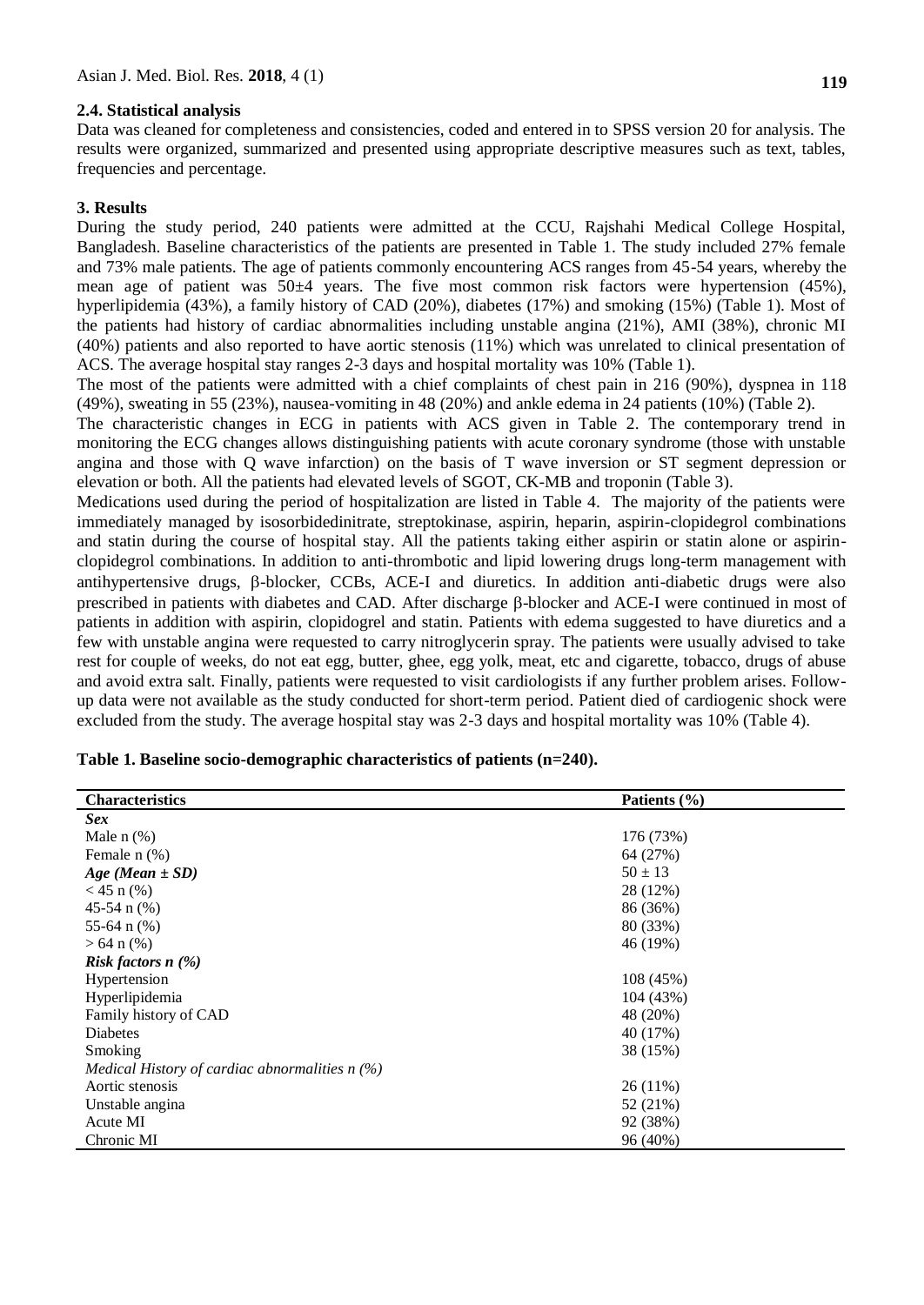### 2.4. Statistical analysis

Data was cleaned for completeness and consistencies, coded and entered in to SPSS version 20 for analysis. The results were organized, summarized and presented using appropriate descriptive measures such as text, tables, frequencies and percentage.

## 3. Results

During the study period, 240 patients were admitted at the CCU, Rajshahi Medical College Hospital, Bangladesh. Baseline characteristics of the patients are presented in Table 1. The study included 27% female and 73% male patients. The age of patients commonly encountering ACS ranges from 45-54 years, whereby the mean age of patient was 50±4 years. The five most common risk factors were hypertension (45%), hyperlipidemia (43%), a family history of CAD (20%), diabetes (17%) and smoking (15%) (Table 1). Most of the patients had history of cardiac abnormalities including unstable angina (21%), AMI (38%), chronic MI (40%) patients and also reported to have aortic stenosis (11%) which was unrelated to clinical presentation of ACS. The average hospital stay ranges 2-3 days and hospital mortality was 10% (Table 1).

The most of the patients were admitted with a chief complaints of chest pain in 216 (90%), dyspnea in 118 (49%), sweating in 55 (23%), nausea-vomiting in 48 (20%) and ankle edema in 24 patients (10%) (Table 2).

The characteristic changes in ECG in patients with ACS given in Table 2. The contemporary trend in monitoring the ECG changes allows distinguishing patients with acute coronary syndrome (those with unstable angina and those with Q wave infarction) on the basis of T wave inversion or ST segment depression or elevation or both. All the patients had elevated levels of SGOT, CK-MB and troponin (Table 3).

Medications used during the period of hospitalization are listed in Table 4. The majority of the patients were immediately managed by isosorbidedinitrate, streptokinase, aspirin, heparin, aspirin-clopidegrol combinations and statin during the course of hospital stay. All the patients taking either aspirin or statin alone or aspirin-clopidegrol combinations. In addition to anti-thrombotic and lipid lowering drugs long-term management with antihypertensive drugs, β-blocker, CCBs, ACE-I and diuretics. In addition anti-diabetic drugs were also prescribed in patients with diabetes and CAD. After discharge β-blocker and ACE-I were continued in most of patients in addition with aspirin, clopidogrel and statin. Patients with edema suggested to have diuretics and a few with unstable angina were requested to carry nitroglycerin spray. The patients were usually advised to take rest for couple of weeks, do not eat egg, butter, ghee, egg yolk, meat, etc and cigarette, tobacco, drugs of abuse and avoid extra salt. Finally, patients were requested to visit cardiologists if any further problem arises. Follow-up data were not available as the study conducted for short-term period. Patient died of cardiogenic shock were excluded from the study. The average hospital stay was 2-3 days and hospital mortality was 10% (Table 4).

**Table 1. Baseline socio-demographic characteristics of patients (n=240).**

| Characteristics | Patients (%) |
|---|---|
| ***Sex*** | |
| Male n (%) | 176 (73%) |
| Female n (%) | 64 (27%) |
| ***Age (Mean ± SD)*** | 50 ± 13 |
| < 45 n (%) | 28 (12%) |
| 45-54 n (%) | 86 (36%) |
| 55-64 n (%) | 80 (33%) |
| > 64 n (%) | 46 (19%) |
| ***Risk factors n (%)*** | |
| Hypertension | 108 (45%) |
| Hyperlipidemia | 104 (43%) |
| Family history of CAD | 48 (20%) |
| Diabetes | 40 (17%) |
| Smoking | 38 (15%) |
| *Medical History of cardiac abnormalities n (%)* | |
| Aortic stenosis | 26 (11%) |
| Unstable angina | 52 (21%) |
| Acute MI | 92 (38%) |
| Chronic MI | 96 (40%) |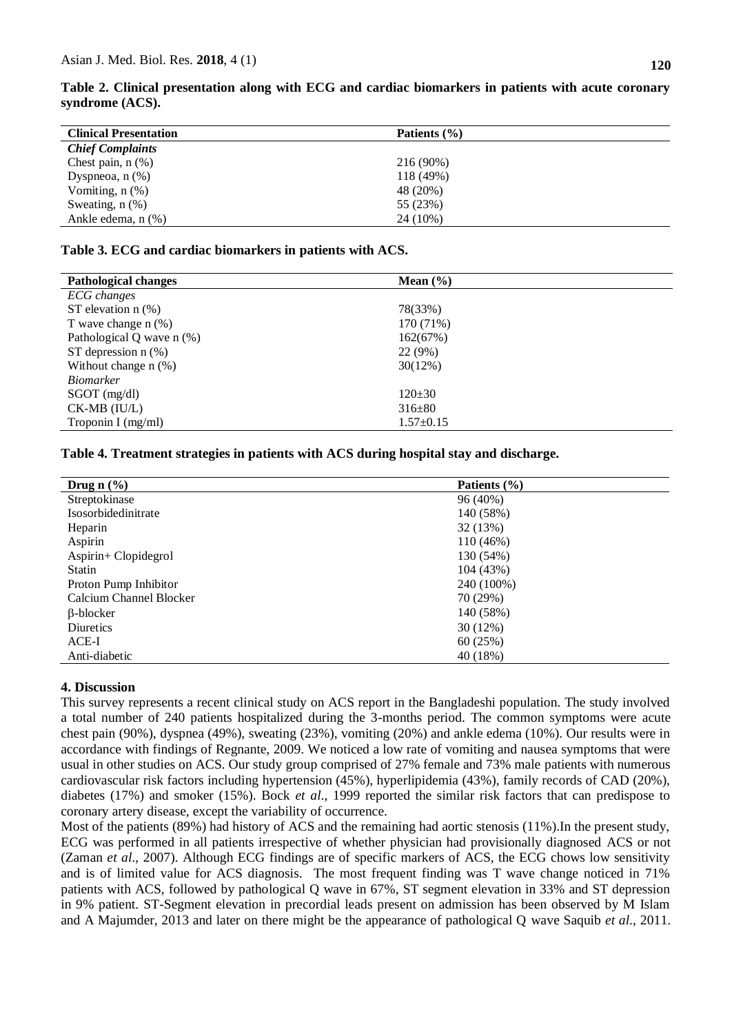**Table 2. Clinical presentation along with ECG and cardiac biomarkers in patients with acute coronary syndrome (ACS).**

| Clinical Presentation | Patients (%) |
|---|---|
| ***Chief Complaints*** | |
| Chest pain, n (%) | 216 (90%) |
| Dyspneoa, n (%) | 118 (49%) |
| Vomiting, n (%) | 48 (20%) |
| Sweating, n (%) | 55 (23%) |
| Ankle edema, n (%) | 24 (10%) |

**Table 3. ECG and cardiac biomarkers in patients with ACS.**

| Pathological changes | Mean (%) |
|---|---|
| *ECG changes* | |
| ST elevation n (%) | 78(33%) |
| T wave change n (%) | 170 (71%) |
| Pathological Q wave n (%) | 162(67%) |
| ST depression n (%) | 22 (9%) |
| Without change n (%) | 30(12%) |
| *Biomarker* | |
| SGOT (mg/dl) | 120±30 |
| CK-MB (IU/L) | 316±80 |
| Troponin I (mg/ml) | 1.57±0.15 |

**Table 4. Treatment strategies in patients with ACS during hospital stay and discharge.**

| Drug n (%) | Patients (%) |
|---|---|
| Streptokinase | 96 (40%) |
| Isosorbidedinitrate | 140 (58%) |
| Heparin | 32 (13%) |
| Aspirin | 110 (46%) |
| Aspirin+ Clopidegrol | 130 (54%) |
| Statin | 104 (43%) |
| Proton Pump Inhibitor | 240 (100%) |
| Calcium Channel Blocker | 70 (29%) |
| β-blocker | 140 (58%) |
| Diuretics | 30 (12%) |
| ACE-I | 60 (25%) |
| Anti-diabetic | 40 (18%) |

## 4. Discussion

This survey represents a recent clinical study on ACS report in the Bangladeshi population. The study involved a total number of 240 patients hospitalized during the 3-months period. The common symptoms were acute chest pain (90%), dyspnea (49%), sweating (23%), vomiting (20%) and ankle edema (10%). Our results were in accordance with findings of Regnante, 2009. We noticed a low rate of vomiting and nausea symptoms that were usual in other studies on ACS. Our study group comprised of 27% female and 73% male patients with numerous cardiovascular risk factors including hypertension (45%), hyperlipidemia (43%), family records of CAD (20%), diabetes (17%) and smoker (15%). Bock *et al.*, 1999 reported the similar risk factors that can predispose to coronary artery disease, except the variability of occurrence.

Most of the patients (89%) had history of ACS and the remaining had aortic stenosis (11%).In the present study, ECG was performed in all patients irrespective of whether physician had provisionally diagnosed ACS or not (Zaman *et al*., 2007). Although ECG findings are of specific markers of ACS, the ECG chows low sensitivity and is of limited value for ACS diagnosis. The most frequent finding was T wave change noticed in 71% patients with ACS, followed by pathological Q wave in 67%, ST segment elevation in 33% and ST depression in 9% patient. ST-Segment elevation in precordial leads present on admission has been observed by M Islam and A Majumder, 2013 and later on there might be the appearance of pathological Q wave Saquib *et al*., 2011.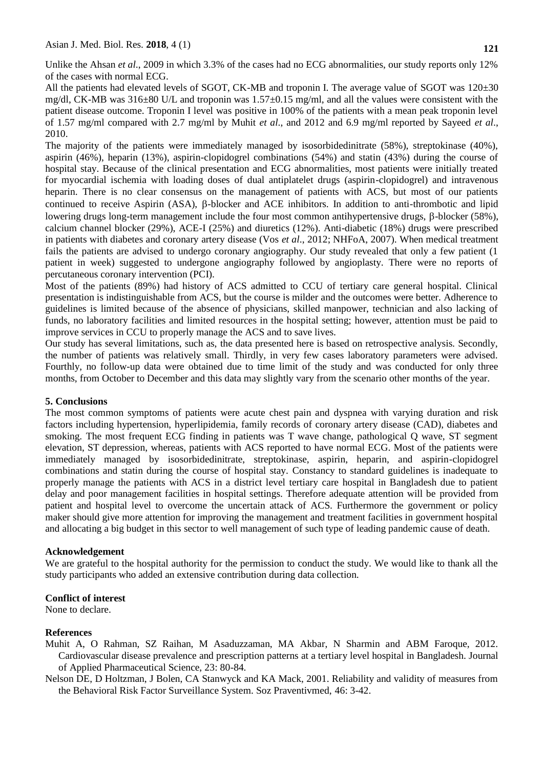Unlike the Ahsan *et al*., 2009 in which 3.3% of the cases had no ECG abnormalities, our study reports only 12% of the cases with normal ECG.

All the patients had elevated levels of SGOT, CK-MB and troponin I. The average value of SGOT was 120±30 mg/dl, CK-MB was 316±80 U/L and troponin was 1.57±0.15 mg/ml, and all the values were consistent with the patient disease outcome. Troponin I level was positive in 100% of the patients with a mean peak troponin level of 1.57 mg/ml compared with 2.7 mg/ml by Muhit *et al*., and 2012 and 6.9 mg/ml reported by Sayeed *et al*., 2010.

The majority of the patients were immediately managed by isosorbidedinitrate (58%), streptokinase (40%), aspirin (46%), heparin (13%), aspirin-clopidogrel combinations (54%) and statin (43%) during the course of hospital stay. Because of the clinical presentation and ECG abnormalities, most patients were initially treated for myocardial ischemia with loading doses of dual antiplatelet drugs (aspirin-clopidogrel) and intravenous heparin. There is no clear consensus on the management of patients with ACS, but most of our patients continued to receive Aspirin (ASA), β-blocker and ACE inhibitors. In addition to anti-thrombotic and lipid lowering drugs long-term management include the four most common antihypertensive drugs, β-blocker (58%), calcium channel blocker (29%), ACE-I (25%) and diuretics (12%). Anti-diabetic (18%) drugs were prescribed in patients with diabetes and coronary artery disease (Vos *et al*., 2012; NHFoA, 2007). When medical treatment fails the patients are advised to undergo coronary angiography. Our study revealed that only a few patient (1 patient in week) suggested to undergone angiography followed by angioplasty. There were no reports of percutaneous coronary intervention (PCI).

Most of the patients (89%) had history of ACS admitted to CCU of tertiary care general hospital. Clinical presentation is indistinguishable from ACS, but the course is milder and the outcomes were better. Adherence to guidelines is limited because of the absence of physicians, skilled manpower, technician and also lacking of funds, no laboratory facilities and limited resources in the hospital setting; however, attention must be paid to improve services in CCU to properly manage the ACS and to save lives.

Our study has several limitations, such as, the data presented here is based on retrospective analysis. Secondly, the number of patients was relatively small. Thirdly, in very few cases laboratory parameters were advised. Fourthly, no follow-up data were obtained due to time limit of the study and was conducted for only three months, from October to December and this data may slightly vary from the scenario other months of the year.

## 5. Conclusions

The most common symptoms of patients were acute chest pain and dyspnea with varying duration and risk factors including hypertension, hyperlipidemia, family records of coronary artery disease (CAD), diabetes and smoking. The most frequent ECG finding in patients was T wave change, pathological Q wave, ST segment elevation, ST depression, whereas, patients with ACS reported to have normal ECG. Most of the patients were immediately managed by isosorbidedinitrate, streptokinase, aspirin, heparin, and aspirin-clopidogrel combinations and statin during the course of hospital stay. Constancy to standard guidelines is inadequate to properly manage the patients with ACS in a district level tertiary care hospital in Bangladesh due to patient delay and poor management facilities in hospital settings. Therefore adequate attention will be provided from patient and hospital level to overcome the uncertain attack of ACS. Furthermore the government or policy maker should give more attention for improving the management and treatment facilities in government hospital and allocating a big budget in this sector to well management of such type of leading pandemic cause of death.

## Acknowledgement

We are grateful to the hospital authority for the permission to conduct the study. We would like to thank all the study participants who added an extensive contribution during data collection.

## Conflict of interest

None to declare.

## References

Muhit A, O Rahman, SZ Raihan, M Asaduzzaman, MA Akbar, N Sharmin and ABM Faroque, 2012. Cardiovascular disease prevalence and prescription patterns at a tertiary level hospital in Bangladesh. Journal of Applied Pharmaceutical Science, 23: 80-84.

Nelson DE, D Holtzman, J Bolen, CA Stanwyck and KA Mack, 2001. Reliability and validity of measures from the Behavioral Risk Factor Surveillance System. Soz Praventivmed, 46: 3-42.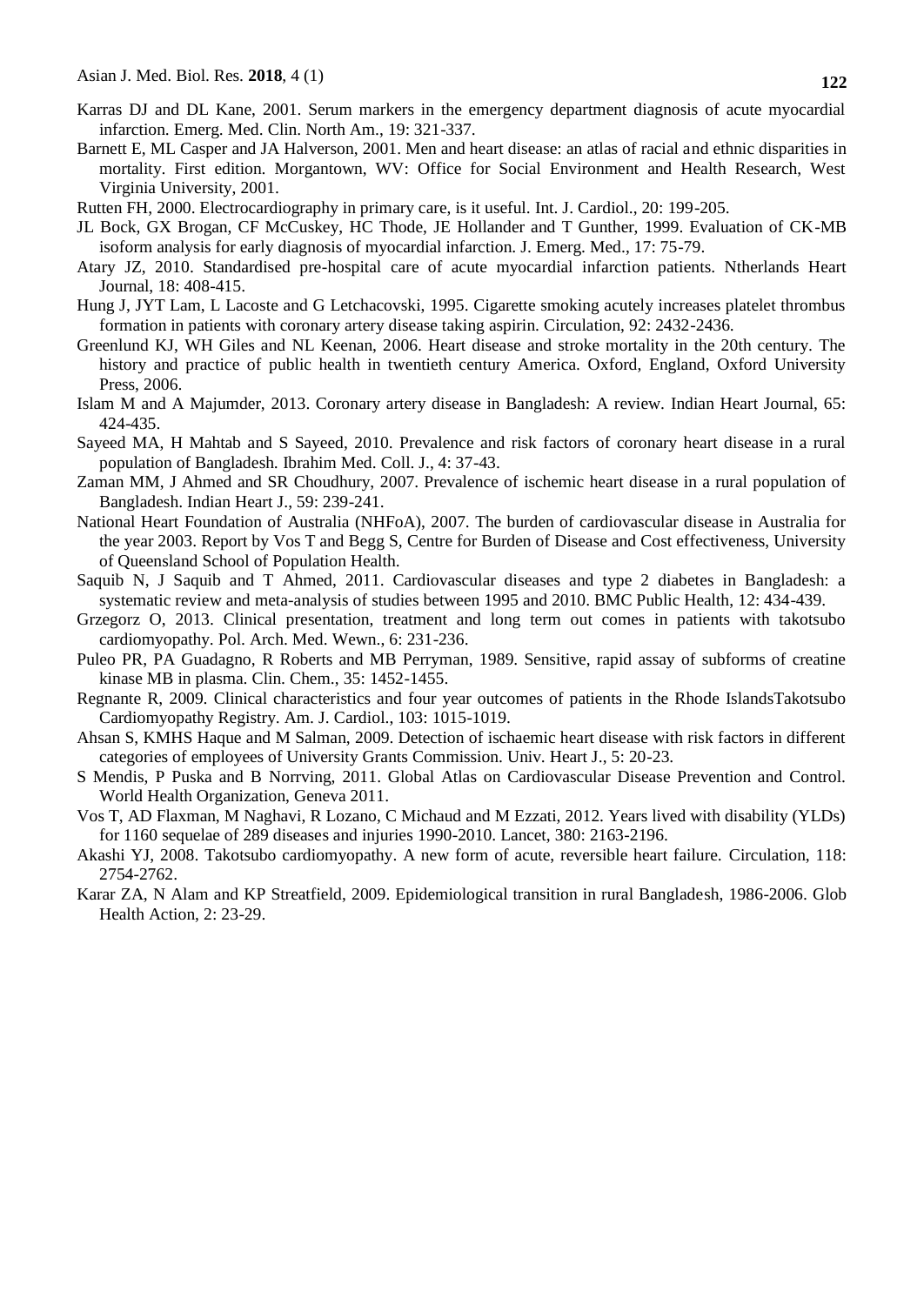Karras DJ and DL Kane, 2001. Serum markers in the emergency department diagnosis of acute myocardial infarction. Emerg. Med. Clin. North Am., 19: 321-337.

Barnett E, ML Casper and JA Halverson, 2001. Men and heart disease: an atlas of racial and ethnic disparities in mortality. First edition. Morgantown, WV: Office for Social Environment and Health Research, West Virginia University, 2001.

Rutten FH, 2000. Electrocardiography in primary care, is it useful. Int. J. Cardiol., 20: 199-205.

JL Bock, GX Brogan, CF McCuskey, HC Thode, JE Hollander and T Gunther, 1999. Evaluation of CK-MB isoform analysis for early diagnosis of myocardial infarction. J. Emerg. Med., 17: 75-79.

Atary JZ, 2010. Standardised pre-hospital care of acute myocardial infarction patients. Ntherlands Heart Journal, 18: 408-415.

Hung J, JYT Lam, L Lacoste and G Letchacovski, 1995. Cigarette smoking acutely increases platelet thrombus formation in patients with coronary artery disease taking aspirin. Circulation, 92: 2432-2436.

Greenlund KJ, WH Giles and NL Keenan, 2006. Heart disease and stroke mortality in the 20th century. The history and practice of public health in twentieth century America. Oxford, England, Oxford University Press, 2006.

Islam M and A Majumder, 2013. Coronary artery disease in Bangladesh: A review. Indian Heart Journal, 65: 424-435.

Sayeed MA, H Mahtab and S Sayeed, 2010. Prevalence and risk factors of coronary heart disease in a rural population of Bangladesh. Ibrahim Med. Coll. J., 4: 37-43.

Zaman MM, J Ahmed and SR Choudhury, 2007. Prevalence of ischemic heart disease in a rural population of Bangladesh. Indian Heart J., 59: 239-241.

National Heart Foundation of Australia (NHFoA), 2007. The burden of cardiovascular disease in Australia for the year 2003. Report by Vos T and Begg S, Centre for Burden of Disease and Cost effectiveness, University of Queensland School of Population Health.

Saquib N, J Saquib and T Ahmed, 2011. Cardiovascular diseases and type 2 diabetes in Bangladesh: a systematic review and meta-analysis of studies between 1995 and 2010. BMC Public Health, 12: 434-439.

Grzegorz O, 2013. Clinical presentation, treatment and long term out comes in patients with takotsubo cardiomyopathy. Pol. Arch. Med. Wewn., 6: 231-236.

Puleo PR, PA Guadagno, R Roberts and MB Perryman, 1989. Sensitive, rapid assay of subforms of creatine kinase MB in plasma. Clin. Chem., 35: 1452-1455.

Regnante R, 2009. Clinical characteristics and four year outcomes of patients in the Rhode IslandsTakotsubo Cardiomyopathy Registry. Am. J. Cardiol., 103: 1015-1019.

Ahsan S, KMHS Haque and M Salman, 2009. Detection of ischaemic heart disease with risk factors in different categories of employees of University Grants Commission. Univ. Heart J., 5: 20-23.

S Mendis, P Puska and B Norrving, 2011. Global Atlas on Cardiovascular Disease Prevention and Control. World Health Organization, Geneva 2011.

Vos T, AD Flaxman, M Naghavi, R Lozano, C Michaud and M Ezzati, 2012. Years lived with disability (YLDs) for 1160 sequelae of 289 diseases and injuries 1990-2010. Lancet, 380: 2163-2196.

Akashi YJ, 2008. Takotsubo cardiomyopathy. A new form of acute, reversible heart failure. Circulation, 118: 2754-2762.

Karar ZA, N Alam and KP Streatfield, 2009. Epidemiological transition in rural Bangladesh, 1986-2006. Glob Health Action, 2: 23-29.